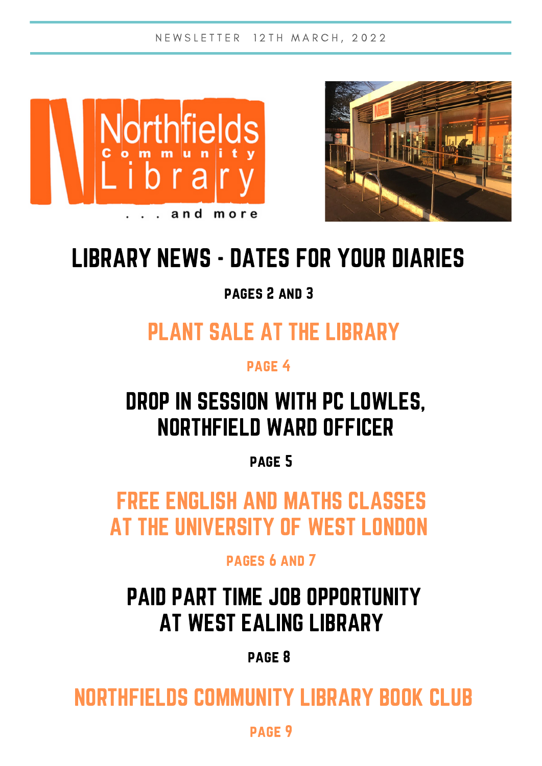NEWSLETTER 12TH MARCH, 2022

Northfields Community Library

. . . and more

# LIBRARY NEWS - DATES FOR YOUR DIARIES

PAGES 2 AND 3

# PLANT SALE AT THE LIBRARY

PAGE 4

# DROP IN SESSION WITH PC LOWLES, NORTHFIELD WARD OFFICER

PAGE 5

# FREE ENGLISH AND MATHS CLASSES AT THE UNIVERSITY OF WEST LONDON

PAGES 6 AND 7

# PAID PART TIME JOB OPPORTUNITY AT WEST EALING LIBRARY

PAGE 8

# NORTHFIELDS COMMUNITY LIBRARY BOOK CLUB

PAGE 9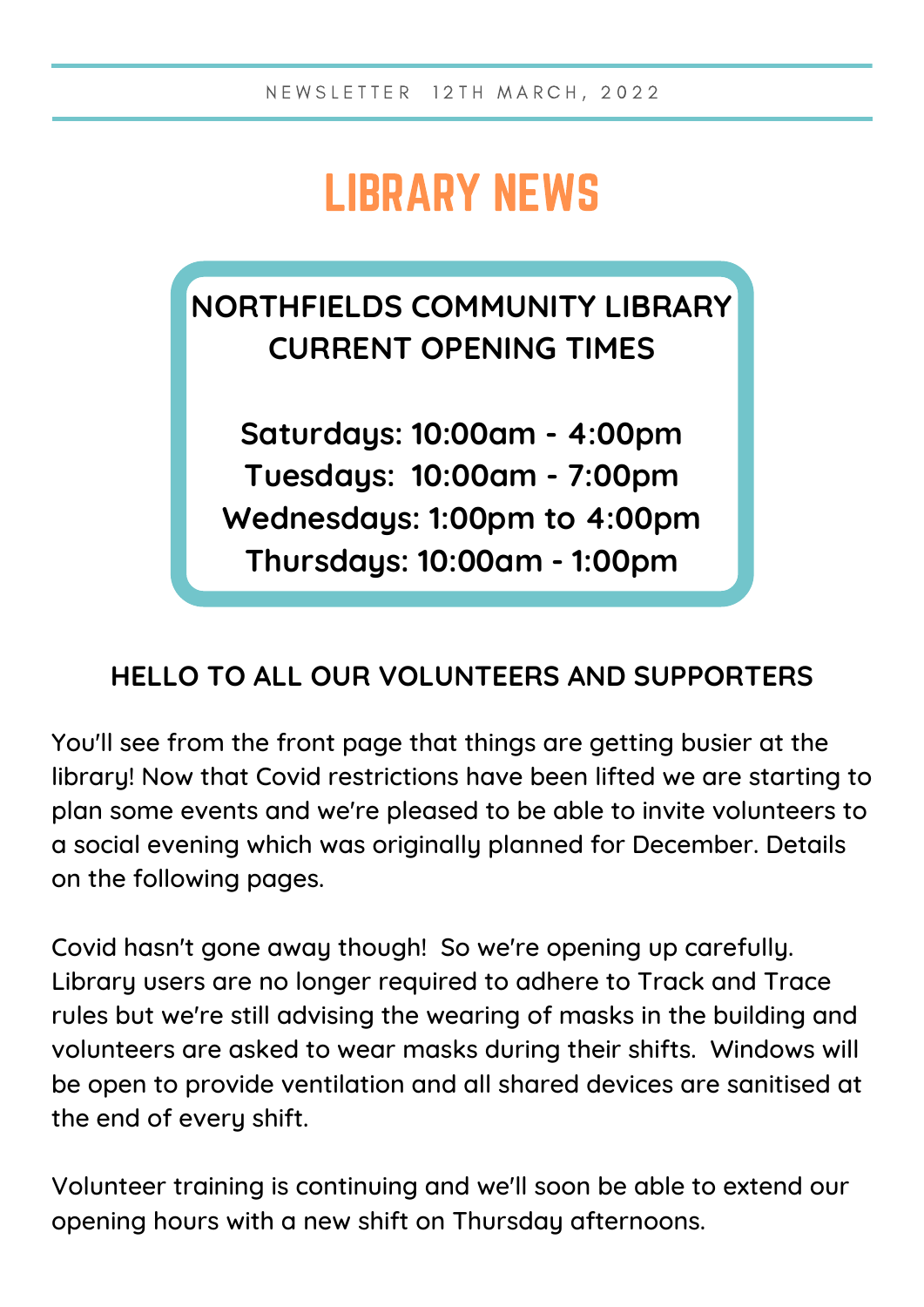NEWSLETTER 12TH MARCH, 2022

# LIBRARY NEWS

## NORTHFIELDS COMMUNITY LIBRARY CURRENT OPENING TIMES

**Saturdays: 10:00am - 4:00pm**
**Tuesdays: 10:00am - 7:00pm**
**Wednesdays: 1:00pm to 4:00pm**
**Thursdays: 10:00am - 1:00pm**

## HELLO TO ALL OUR VOLUNTEERS AND SUPPORTERS

You'll see from the front page that things are getting busier at the library! Now that Covid restrictions have been lifted we are starting to plan some events and we're pleased to be able to invite volunteers to a social evening which was originally planned for December. Details on the following pages.

Covid hasn't gone away though! So we're opening up carefully. Library users are no longer required to adhere to Track and Trace rules but we're still advising the wearing of masks in the building and volunteers are asked to wear masks during their shifts. Windows will be open to provide ventilation and all shared devices are sanitised at the end of every shift.

Volunteer training is continuing and we'll soon be able to extend our opening hours with a new shift on Thursday afternoons.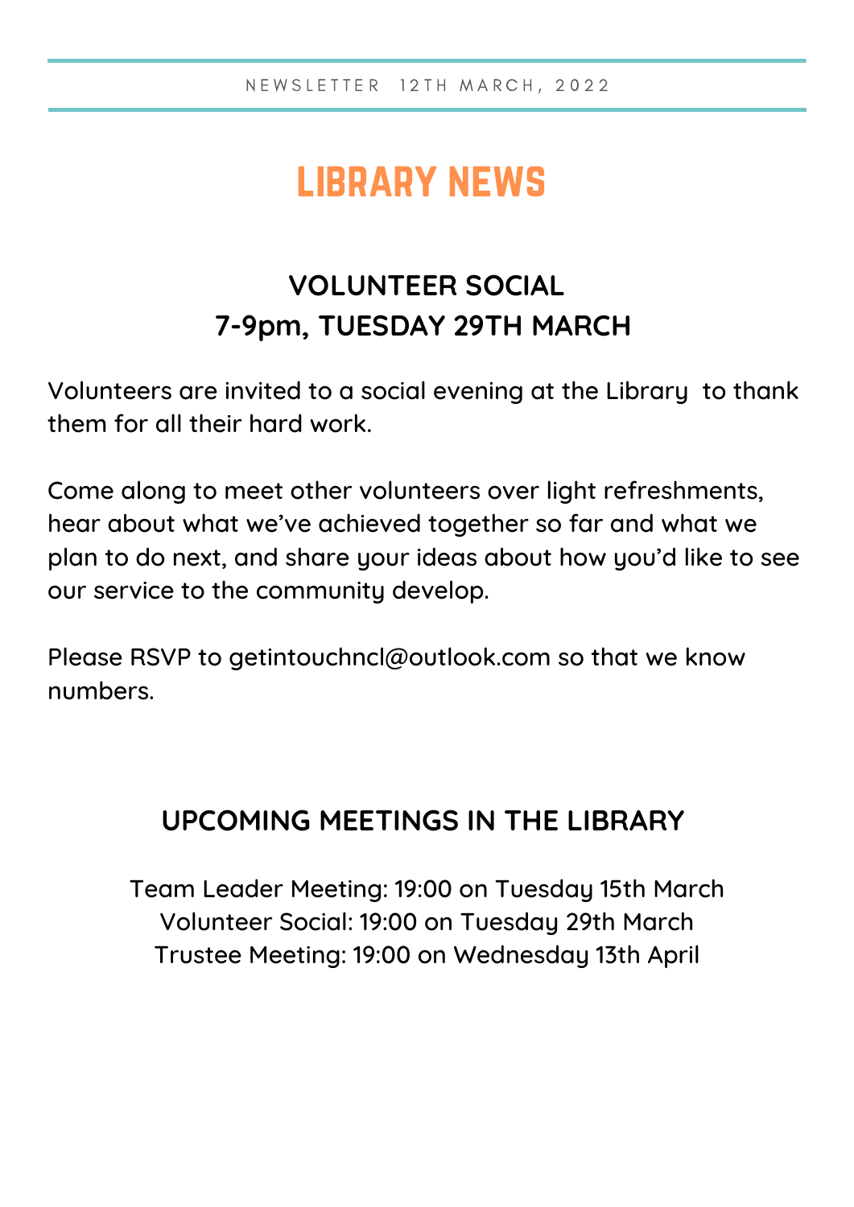NEWSLETTER 12TH MARCH, 2022

# LIBRARY NEWS

## VOLUNTEER SOCIAL
## 7-9pm, TUESDAY 29TH MARCH

Volunteers are invited to a social evening at the Library to thank them for all their hard work.

Come along to meet other volunteers over light refreshments, hear about what we've achieved together so far and what we plan to do next, and share your ideas about how you'd like to see our service to the community develop.

Please RSVP to getintouchncl@outlook.com so that we know numbers.

## UPCOMING MEETINGS IN THE LIBRARY

Team Leader Meeting: 19:00 on Tuesday 15th March
Volunteer Social: 19:00 on Tuesday 29th March
Trustee Meeting: 19:00 on Wednesday 13th April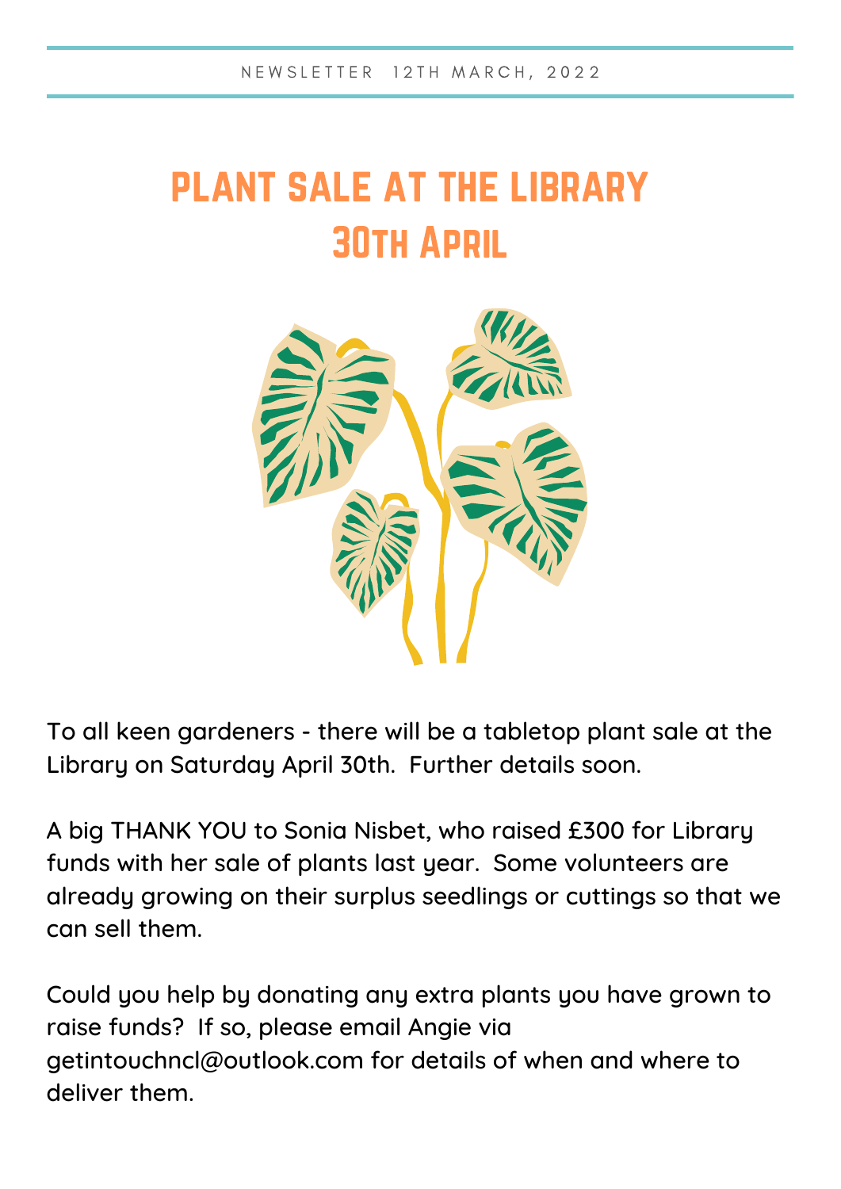NEWSLETTER 12TH MARCH, 2022

# PLANT SALE AT THE LIBRARY 30TH APRIL

To all keen gardeners - there will be a tabletop plant sale at the Library on Saturday April 30th. Further details soon.

A big THANK YOU to Sonia Nisbet, who raised £300 for Library funds with her sale of plants last year. Some volunteers are already growing on their surplus seedlings or cuttings so that we can sell them.

Could you help by donating any extra plants you have grown to raise funds? If so, please email Angie via getintouchncl@outlook.com for details of when and where to deliver them.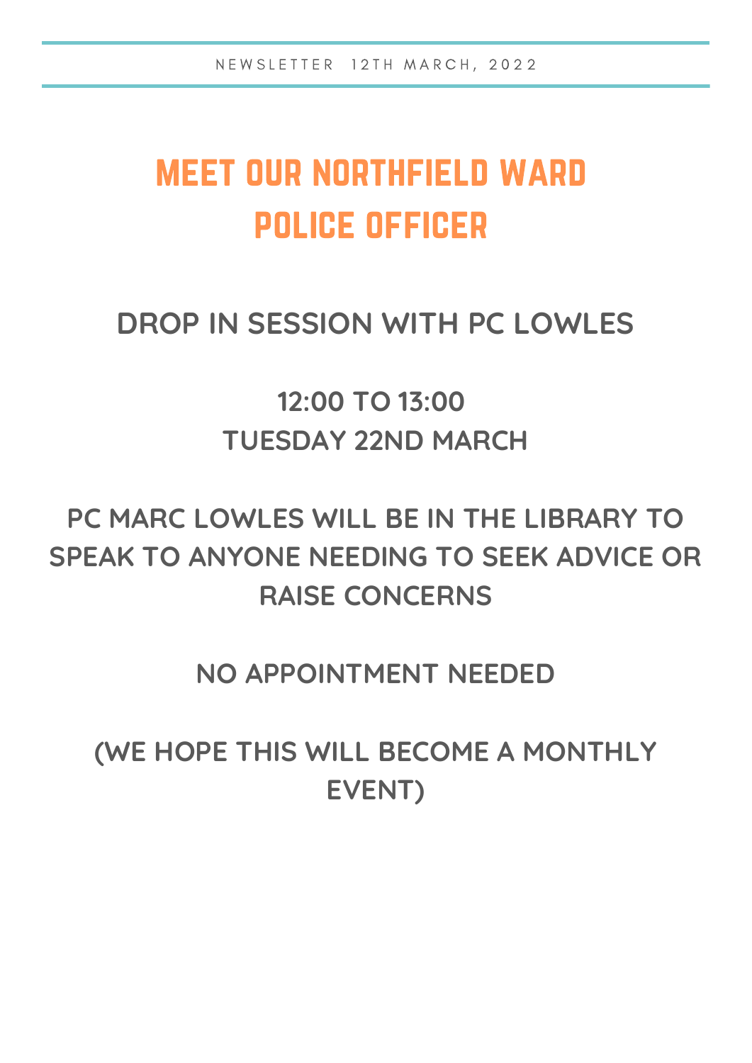# MEET OUR NORTHFIELD WARD POLICE OFFICER

**DROP IN SESSION WITH PC LOWLES**

**12:00 TO 13:00**
**TUESDAY 22ND MARCH**

**PC MARC LOWLES WILL BE IN THE LIBRARY TO SPEAK TO ANYONE NEEDING TO SEEK ADVICE OR RAISE CONCERNS**

**NO APPOINTMENT NEEDED**

**(WE HOPE THIS WILL BECOME A MONTHLY EVENT)**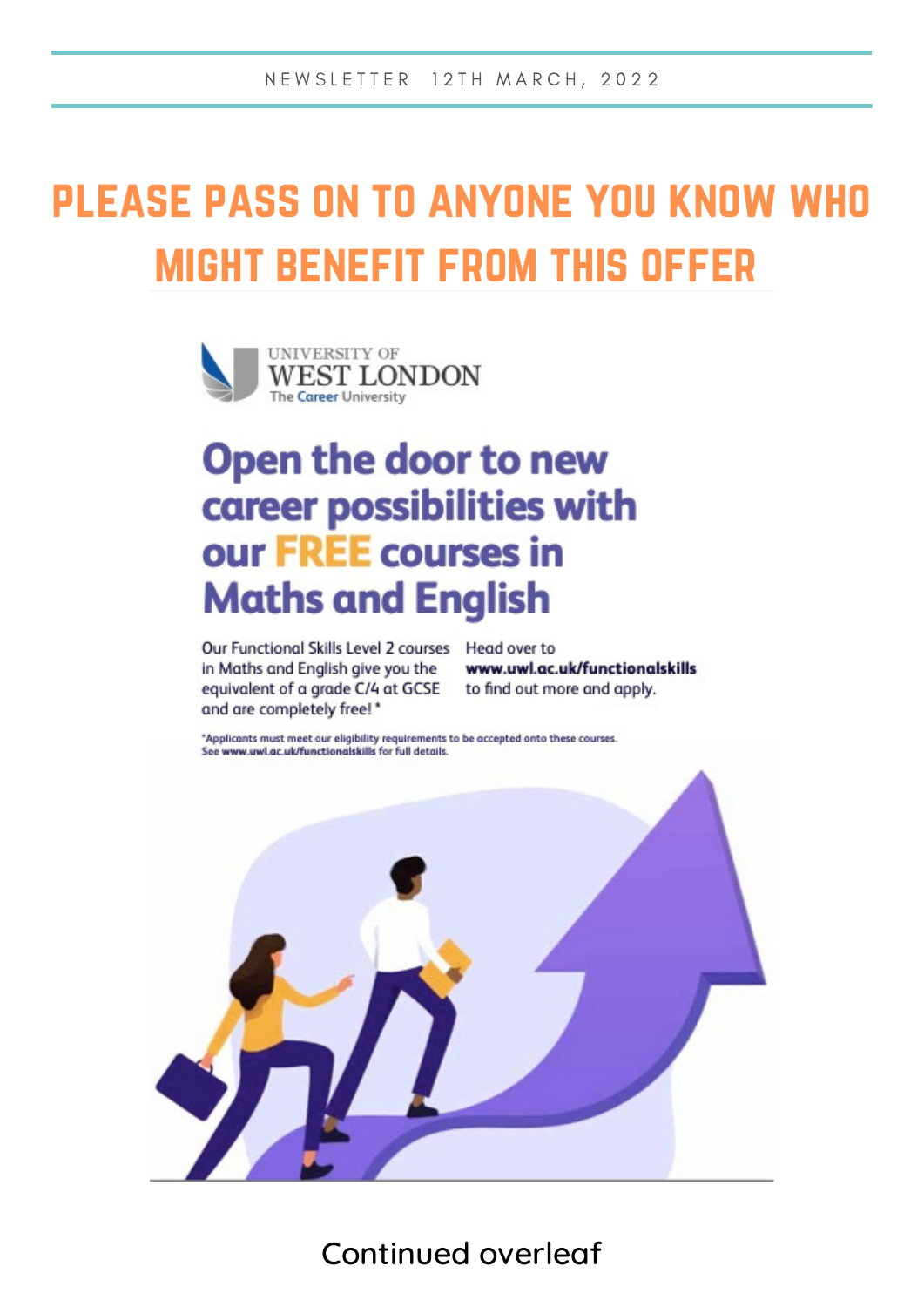# PLEASE PASS ON TO ANYONE YOU KNOW WHO MIGHT BENEFIT FROM THIS OFFER

UNIVERSITY OF WEST LONDON
The Career University

## Open the door to new career possibilities with our FREE courses in Maths and English

Our Functional Skills Level 2 courses in Maths and English give you the equivalent of a grade C/4 at GCSE and are completely free! *

Head over to **www.uwl.ac.uk/functionalskills** to find out more and apply.

*Applicants must meet our eligibility requirements to be accepted onto these courses. See www.uwl.ac.uk/functionalskills for full details.

Continued overleaf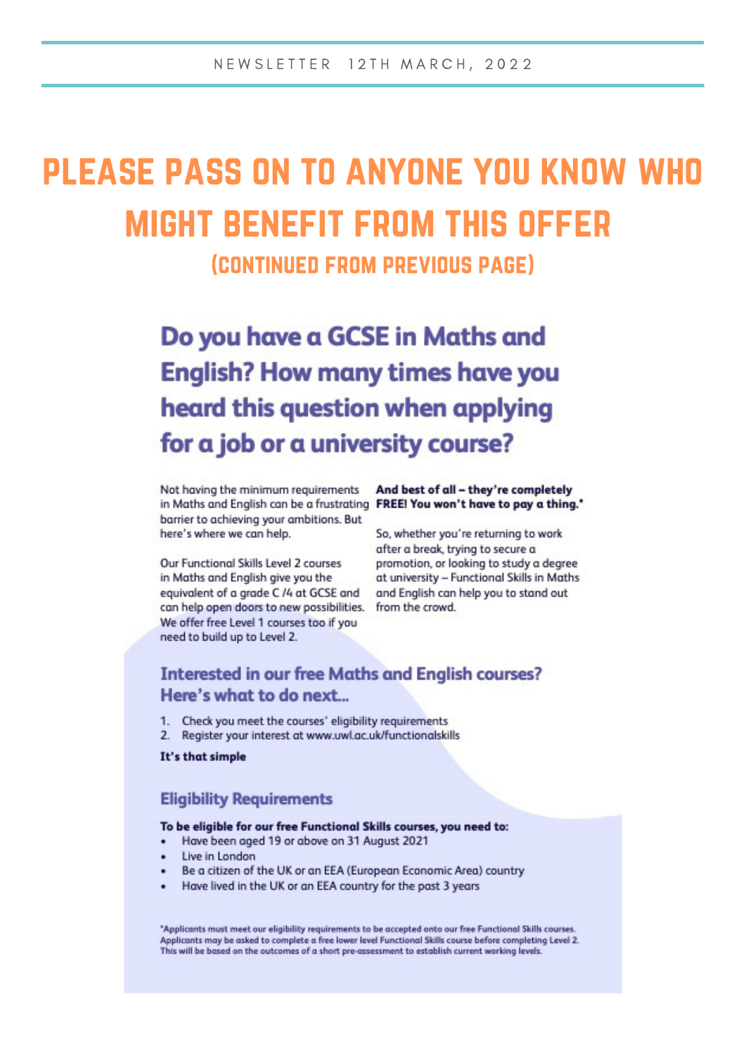# PLEASE PASS ON TO ANYONE YOU KNOW WHO MIGHT BENEFIT FROM THIS OFFER

(CONTINUED FROM PREVIOUS PAGE)

## Do you have a GCSE in Maths and English? How many times have you heard this question when applying for a job or a university course?

Not having the minimum requirements in Maths and English can be a frustrating barrier to achieving your ambitions. But here's where we can help.

Our Functional Skills Level 2 courses in Maths and English give you the equivalent of a grade C /4 at GCSE and can help open doors to new possibilities. We offer free Level 1 courses too if you need to build up to Level 2.

**And best of all – they're completely FREE! You won't have to pay a thing.***

So, whether you're returning to work after a break, trying to secure a promotion, or looking to study a degree at university – Functional Skills in Maths and English can help you to stand out from the crowd.

### Interested in our free Maths and English courses? Here's what to do next...

1. Check you meet the courses' eligibility requirements
2. Register your interest at www.uwl.ac.uk/functionalskills

**It's that simple**

### Eligibility Requirements

**To be eligible for our free Functional Skills courses, you need to:**

- Have been aged 19 or above on 31 August 2021
- Live in London
- Be a citizen of the UK or an EEA (European Economic Area) country
- Have lived in the UK or an EEA country for the past 3 years

*Applicants must meet our eligibility requirements to be accepted onto our free Functional Skills courses. Applicants may be asked to complete a free lower level Functional Skills course before completing Level 2. This will be based on the outcomes of a short pre-assessment to establish current working levels.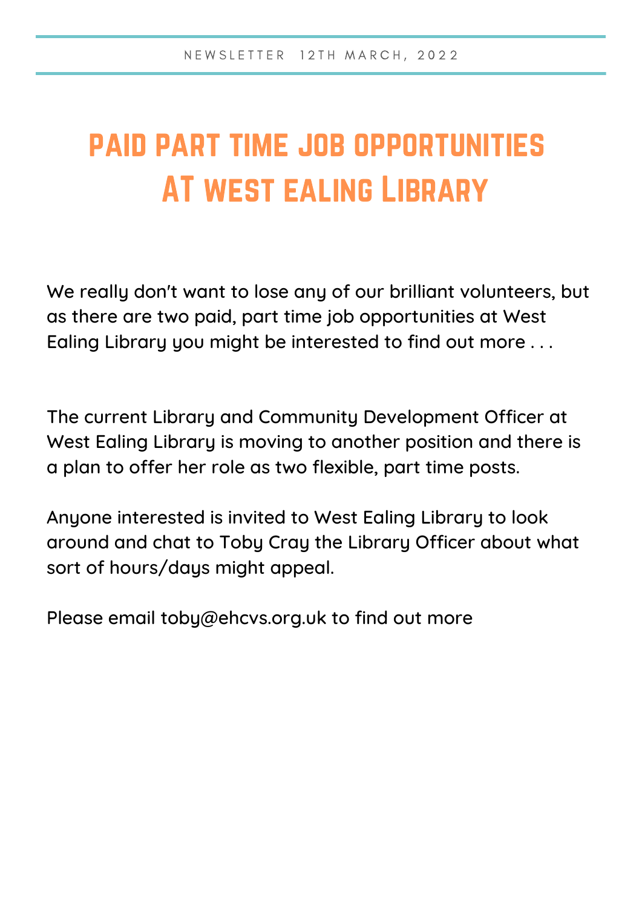NEWSLETTER 12TH MARCH, 2022

# PAID PART TIME JOB OPPORTUNITIES AT WEST EALING LIBRARY

We really don't want to lose any of our brilliant volunteers, but as there are two paid, part time job opportunities at West Ealing Library you might be interested to find out more . . .

The current Library and Community Development Officer at West Ealing Library is moving to another position and there is a plan to offer her role as two flexible, part time posts.

Anyone interested is invited to West Ealing Library to look around and chat to Toby Cray the Library Officer about what sort of hours/days might appeal.

Please email toby@ehcvs.org.uk to find out more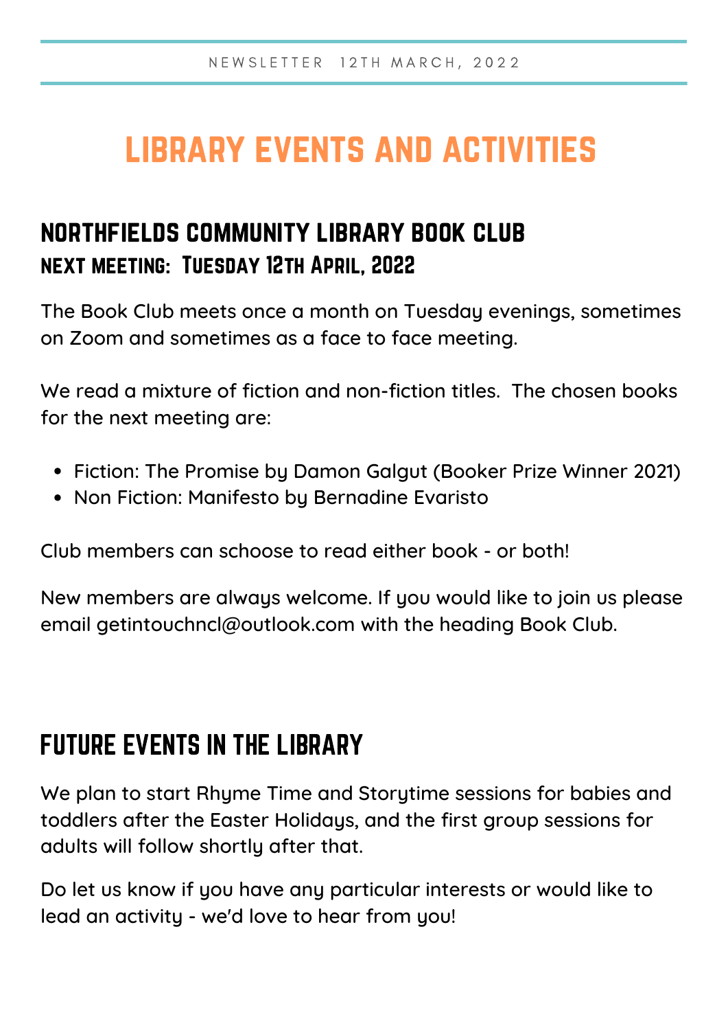NEWSLETTER 12TH MARCH, 2022

# LIBRARY EVENTS AND ACTIVITIES

## NORTHFIELDS COMMUNITY LIBRARY BOOK CLUB

### NEXT MEETING: TUESDAY 12TH APRIL, 2022

The Book Club meets once a month on Tuesday evenings, sometimes on Zoom and sometimes as a face to face meeting.

We read a mixture of fiction and non-fiction titles. The chosen books for the next meeting are:

- Fiction: The Promise by Damon Galgut (Booker Prize Winner 2021)
- Non Fiction: Manifesto by Bernadine Evaristo

Club members can schoose to read either book - or both!

New members are always welcome. If you would like to join us please email getintouchncl@outlook.com with the heading Book Club.

## FUTURE EVENTS IN THE LIBRARY

We plan to start Rhyme Time and Storytime sessions for babies and toddlers after the Easter Holidays, and the first group sessions for adults will follow shortly after that.

Do let us know if you have any particular interests or would like to lead an activity - we'd love to hear from you!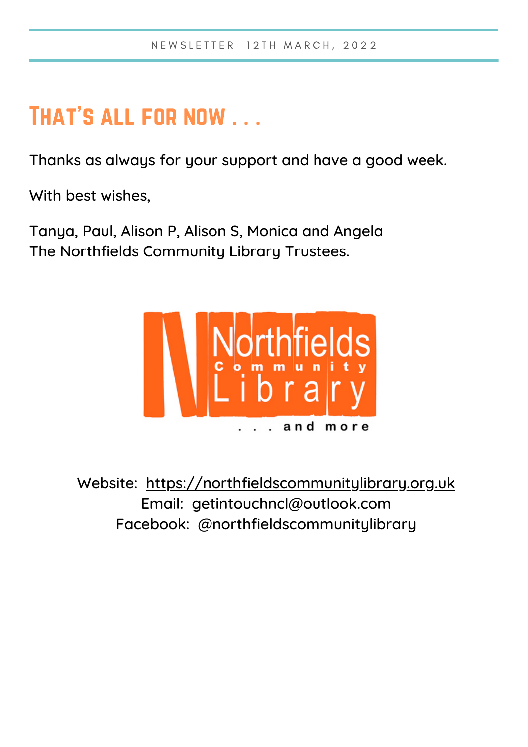# That's all for now . . .

Thanks as always for your support and have a good week.

With best wishes,

Tanya, Paul, Alison P, Alison S, Monica and Angela
The Northfields Community Library Trustees.

Website: https://northfieldscommunitylibrary.org.uk
Email: getintouchncl@outlook.com
Facebook: @northfieldscommunitylibrary